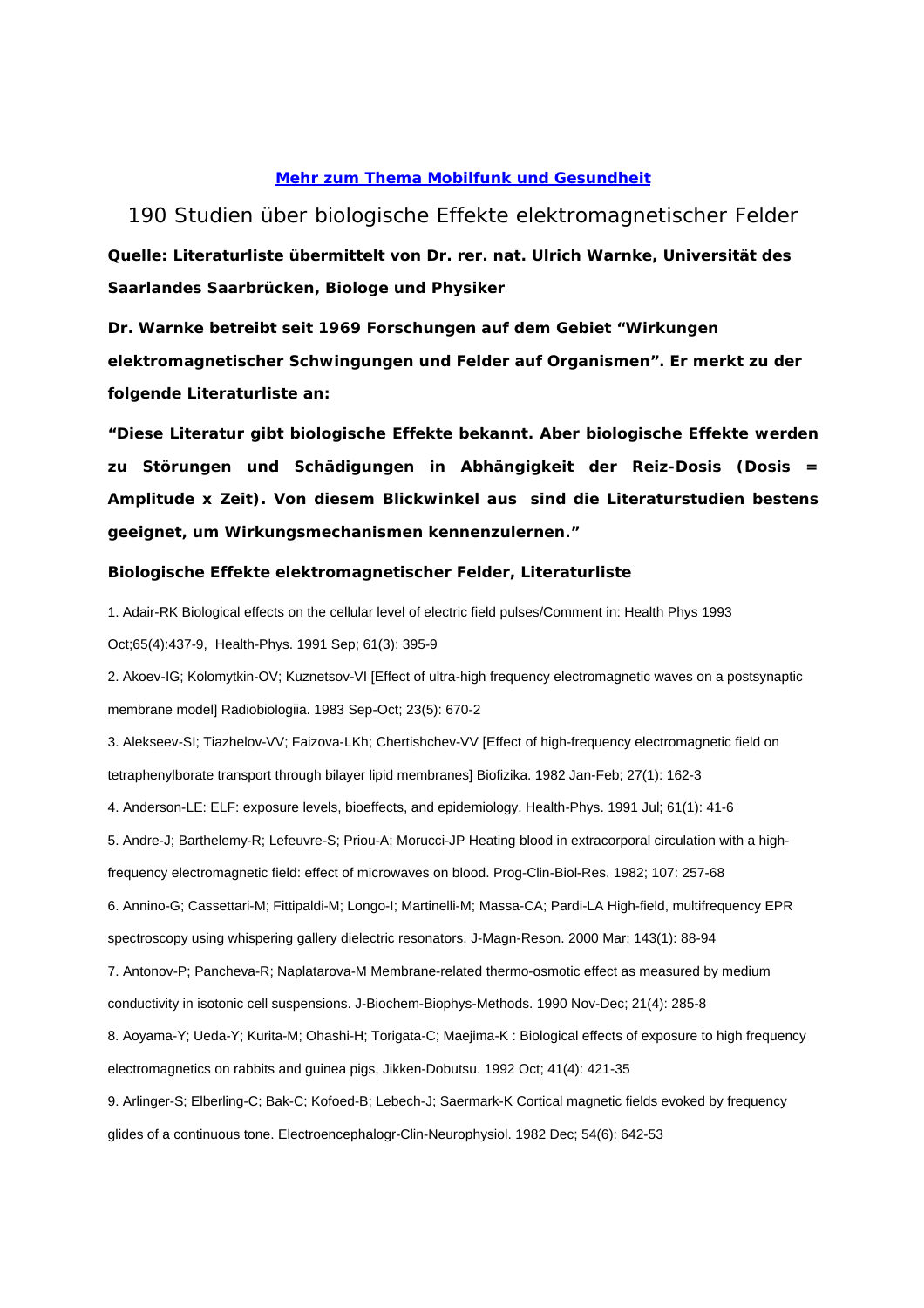**Mehr zum Thema Mobilfunk und Gesundheit**

# 190 Studien über biologische Effekte elektromagnetischer Felder

**Quelle: Literaturliste übermittelt von Dr. rer. nat. Ulrich Warnke, Universität des Saarlandes Saarbrücken, Biologe und Physiker**

**Dr. Warnke betreibt seit 1969 Forschungen auf dem Gebiet "Wirkungen elektromagnetischer Schwingungen und Felder auf Organismen". Er merkt zu der folgende Literaturliste an:**

**"Diese Literatur gibt biologische Effekte bekannt. Aber biologische Effekte werden zu Störungen und Schädigungen in Abhängigkeit der Reiz-Dosis (Dosis = Amplitude x Zeit). Von diesem Blickwinkel aus sind die Literaturstudien bestens geeignet, um Wirkungsmechanismen kennenzulernen."**

### Biologische Effekte elektromagnetischer Felder, Literaturliste

1. Adair-RK Biological effects on the cellular level of electric field pulses/Comment in: Health Phys 1993 Oct;65(4):437-9, Health-Phys. 1991 Sep; 61(3): 395-9

2. Akoev-IG; Kolomytkin-OV; Kuznetsov-VI [Effect of ultra-high frequency electromagnetic waves on a postsynaptic membrane model] Radiobiologiia. 1983 Sep-Oct; 23(5): 670-2

3. Alekseev-SI; Tiazhelov-VV; Faizova-LKh; Chertishchev-VV [Effect of high-frequency electromagnetic field on tetraphenylborate transport through bilayer lipid membranes] Biofizika. 1982 Jan-Feb; 27(1): 162-3

4. Anderson-LE: ELF: exposure levels, bioeffects, and epidemiology. Health-Phys. 1991 Jul; 61(1): 41-6

5. Andre-J; Barthelemy-R; Lefeuvre-S; Priou-A; Morucci-JP Heating blood in extracorporal circulation with a high-frequency electromagnetic field: effect of microwaves on blood. Prog-Clin-Biol-Res. 1982; 107: 257-68

6. Annino-G; Cassettari-M; Fittipaldi-M; Longo-I; Martinelli-M; Massa-CA; Pardi-LA High-field, multifrequency EPR spectroscopy using whispering gallery dielectric resonators. J-Magn-Reson. 2000 Mar; 143(1): 88-94

7. Antonov-P; Pancheva-R; Naplatarova-M Membrane-related thermo-osmotic effect as measured by medium conductivity in isotonic cell suspensions. J-Biochem-Biophys-Methods. 1990 Nov-Dec; 21(4): 285-8

8. Aoyama-Y; Ueda-Y; Kurita-M; Ohashi-H; Torigata-C; Maejima-K : Biological effects of exposure to high frequency electromagnetics on rabbits and guinea pigs, Jikken-Dobutsu. 1992 Oct; 41(4): 421-35

9. Arlinger-S; Elberling-C; Bak-C; Kofoed-B; Lebech-J; Saermark-K Cortical magnetic fields evoked by frequency glides of a continuous tone. Electroencephalogr-Clin-Neurophysiol. 1982 Dec; 54(6): 642-53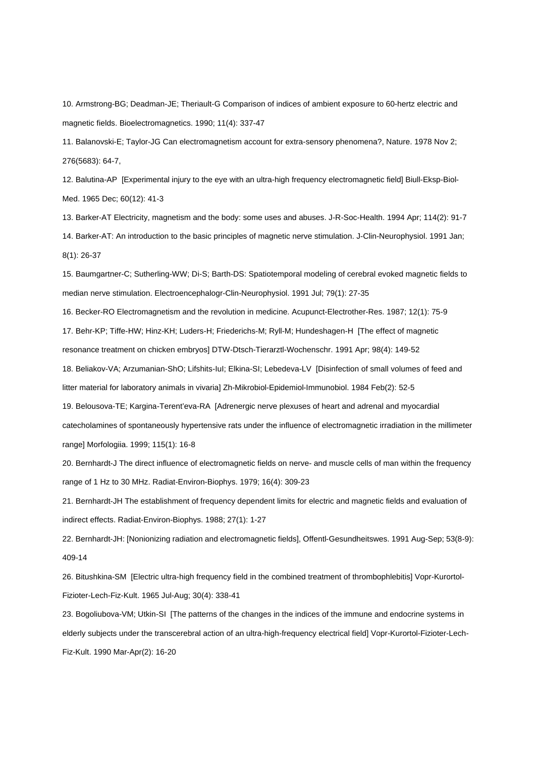10. Armstrong-BG; Deadman-JE; Theriault-G Comparison of indices of ambient exposure to 60-hertz electric and magnetic fields. Bioelectromagnetics. 1990; 11(4): 337-47

11. Balanovski-E; Taylor-JG Can electromagnetism account for extra-sensory phenomena?, Nature. 1978 Nov 2; 276(5683): 64-7,

12. Balutina-AP [Experimental injury to the eye with an ultra-high frequency electromagnetic field] Biull-Eksp-Biol-Med. 1965 Dec; 60(12): 41-3

13. Barker-AT Electricity, magnetism and the body: some uses and abuses. J-R-Soc-Health. 1994 Apr; 114(2): 91-7

14. Barker-AT: An introduction to the basic principles of magnetic nerve stimulation. J-Clin-Neurophysiol. 1991 Jan; 8(1): 26-37

15. Baumgartner-C; Sutherling-WW; Di-S; Barth-DS: Spatiotemporal modeling of cerebral evoked magnetic fields to median nerve stimulation. Electroencephalogr-Clin-Neurophysiol. 1991 Jul; 79(1): 27-35

16. Becker-RO Electromagnetism and the revolution in medicine. Acupunct-Electrother-Res. 1987; 12(1): 75-9

17. Behr-KP; Tiffe-HW; Hinz-KH; Luders-H; Friederichs-M; Ryll-M; Hundeshagen-H [The effect of magnetic resonance treatment on chicken embryos] DTW-Dtsch-Tierarztl-Wochenschr. 1991 Apr; 98(4): 149-52

18. Beliakov-VA; Arzumanian-ShO; Lifshits-IuI; Elkina-SI; Lebedeva-LV [Disinfection of small volumes of feed and litter material for laboratory animals in vivaria] Zh-Mikrobiol-Epidemiol-Immunobiol. 1984 Feb(2): 52-5

19. Belousova-TE; Kargina-Terent'eva-RA [Adrenergic nerve plexuses of heart and adrenal and myocardial catecholamines of spontaneously hypertensive rats under the influence of electromagnetic irradiation in the millimeter range] Morfologiia. 1999; 115(1): 16-8

20. Bernhardt-J The direct influence of electromagnetic fields on nerve- and muscle cells of man within the frequency range of 1 Hz to 30 MHz. Radiat-Environ-Biophys. 1979; 16(4): 309-23

21. Bernhardt-JH The establishment of frequency dependent limits for electric and magnetic fields and evaluation of indirect effects. Radiat-Environ-Biophys. 1988; 27(1): 1-27

22. Bernhardt-JH: [Nonionizing radiation and electromagnetic fields], Offentl-Gesundheitswes. 1991 Aug-Sep; 53(8-9): 409-14

26. Bitushkina-SM [Electric ultra-high frequency field in the combined treatment of thrombophlebitis] Vopr-Kurortol-Fizioter-Lech-Fiz-Kult. 1965 Jul-Aug; 30(4): 338-41

23. Bogoliubova-VM; Utkin-SI [The patterns of the changes in the indices of the immune and endocrine systems in elderly subjects under the transcerebral action of an ultra-high-frequency electrical field] Vopr-Kurortol-Fizioter-Lech-Fiz-Kult. 1990 Mar-Apr(2): 16-20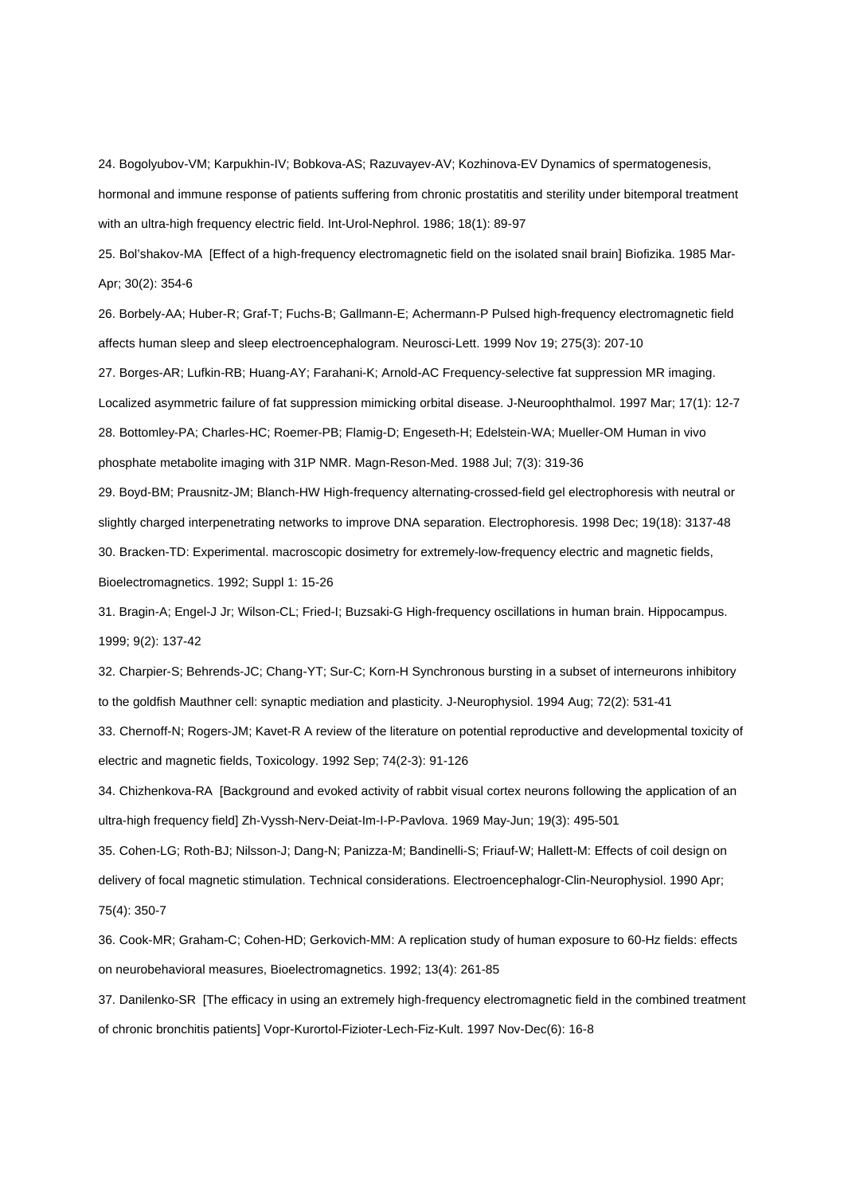24. Bogolyubov-VM; Karpukhin-IV; Bobkova-AS; Razuvayev-AV; Kozhinova-EV Dynamics of spermatogenesis, hormonal and immune response of patients suffering from chronic prostatitis and sterility under bitemporal treatment with an ultra-high frequency electric field. Int-Urol-Nephrol. 1986; 18(1): 89-97

25. Bol'shakov-MA [Effect of a high-frequency electromagnetic field on the isolated snail brain] Biofizika. 1985 Mar-Apr; 30(2): 354-6

26. Borbely-AA; Huber-R; Graf-T; Fuchs-B; Gallmann-E; Achermann-P Pulsed high-frequency electromagnetic field affects human sleep and sleep electroencephalogram. Neurosci-Lett. 1999 Nov 19; 275(3): 207-10

27. Borges-AR; Lufkin-RB; Huang-AY; Farahani-K; Arnold-AC Frequency-selective fat suppression MR imaging. Localized asymmetric failure of fat suppression mimicking orbital disease. J-Neuroophthalmol. 1997 Mar; 17(1): 12-7

28. Bottomley-PA; Charles-HC; Roemer-PB; Flamig-D; Engeseth-H; Edelstein-WA; Mueller-OM Human in vivo phosphate metabolite imaging with 31P NMR. Magn-Reson-Med. 1988 Jul; 7(3): 319-36

29. Boyd-BM; Prausnitz-JM; Blanch-HW High-frequency alternating-crossed-field gel electrophoresis with neutral or slightly charged interpenetrating networks to improve DNA separation. Electrophoresis. 1998 Dec; 19(18): 3137-48

30. Bracken-TD: Experimental. macroscopic dosimetry for extremely-low-frequency electric and magnetic fields, Bioelectromagnetics. 1992; Suppl 1: 15-26

31. Bragin-A; Engel-J Jr; Wilson-CL; Fried-I; Buzsaki-G High-frequency oscillations in human brain. Hippocampus. 1999; 9(2): 137-42

32. Charpier-S; Behrends-JC; Chang-YT; Sur-C; Korn-H Synchronous bursting in a subset of interneurons inhibitory to the goldfish Mauthner cell: synaptic mediation and plasticity. J-Neurophysiol. 1994 Aug; 72(2): 531-41

33. Chernoff-N; Rogers-JM; Kavet-R A review of the literature on potential reproductive and developmental toxicity of electric and magnetic fields, Toxicology. 1992 Sep; 74(2-3): 91-126

34. Chizhenkova-RA [Background and evoked activity of rabbit visual cortex neurons following the application of an ultra-high frequency field] Zh-Vyssh-Nerv-Deiat-Im-I-P-Pavlova. 1969 May-Jun; 19(3): 495-501

35. Cohen-LG; Roth-BJ; Nilsson-J; Dang-N; Panizza-M; Bandinelli-S; Friauf-W; Hallett-M: Effects of coil design on delivery of focal magnetic stimulation. Technical considerations. Electroencephalogr-Clin-Neurophysiol. 1990 Apr; 75(4): 350-7

36. Cook-MR; Graham-C; Cohen-HD; Gerkovich-MM: A replication study of human exposure to 60-Hz fields: effects on neurobehavioral measures, Bioelectromagnetics. 1992; 13(4): 261-85

37. Danilenko-SR [The efficacy in using an extremely high-frequency electromagnetic field in the combined treatment of chronic bronchitis patients] Vopr-Kurortol-Fizioter-Lech-Fiz-Kult. 1997 Nov-Dec(6): 16-8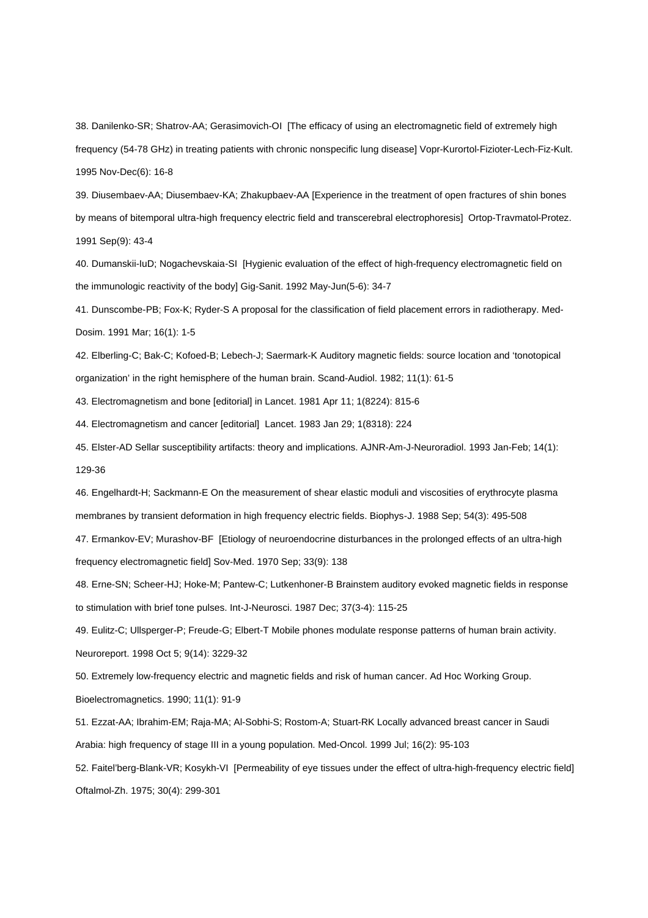38. Danilenko-SR; Shatrov-AA; Gerasimovich-OI [The efficacy of using an electromagnetic field of extremely high frequency (54-78 GHz) in treating patients with chronic nonspecific lung disease] Vopr-Kurortol-Fizioter-Lech-Fiz-Kult. 1995 Nov-Dec(6): 16-8

39. Diusembaev-AA; Diusembaev-KA; Zhakupbaev-AA [Experience in the treatment of open fractures of shin bones by means of bitemporal ultra-high frequency electric field and transcerebral electrophoresis] Ortop-Travmatol-Protez. 1991 Sep(9): 43-4

40. Dumanskii-IuD; Nogachevskaia-SI [Hygienic evaluation of the effect of high-frequency electromagnetic field on the immunologic reactivity of the body] Gig-Sanit. 1992 May-Jun(5-6): 34-7

41. Dunscombe-PB; Fox-K; Ryder-S A proposal for the classification of field placement errors in radiotherapy. Med-Dosim. 1991 Mar; 16(1): 1-5

42. Elberling-C; Bak-C; Kofoed-B; Lebech-J; Saermark-K Auditory magnetic fields: source location and 'tonotopical organization' in the right hemisphere of the human brain. Scand-Audiol. 1982; 11(1): 61-5

43. Electromagnetism and bone [editorial] in Lancet. 1981 Apr 11; 1(8224): 815-6

44. Electromagnetism and cancer [editorial] Lancet. 1983 Jan 29; 1(8318): 224

45. Elster-AD Sellar susceptibility artifacts: theory and implications. AJNR-Am-J-Neuroradiol. 1993 Jan-Feb; 14(1): 129-36

46. Engelhardt-H; Sackmann-E On the measurement of shear elastic moduli and viscosities of erythrocyte plasma membranes by transient deformation in high frequency electric fields. Biophys-J. 1988 Sep; 54(3): 495-508

47. Ermankov-EV; Murashov-BF [Etiology of neuroendocrine disturbances in the prolonged effects of an ultra-high frequency electromagnetic field] Sov-Med. 1970 Sep; 33(9): 138

48. Erne-SN; Scheer-HJ; Hoke-M; Pantew-C; Lutkenhoner-B Brainstem auditory evoked magnetic fields in response to stimulation with brief tone pulses. Int-J-Neurosci. 1987 Dec; 37(3-4): 115-25

49. Eulitz-C; Ullsperger-P; Freude-G; Elbert-T Mobile phones modulate response patterns of human brain activity. Neuroreport. 1998 Oct 5; 9(14): 3229-32

50. Extremely low-frequency electric and magnetic fields and risk of human cancer. Ad Hoc Working Group. Bioelectromagnetics. 1990; 11(1): 91-9

51. Ezzat-AA; Ibrahim-EM; Raja-MA; Al-Sobhi-S; Rostom-A; Stuart-RK Locally advanced breast cancer in Saudi Arabia: high frequency of stage III in a young population. Med-Oncol. 1999 Jul; 16(2): 95-103

52. Faitel'berg-Blank-VR; Kosykh-VI [Permeability of eye tissues under the effect of ultra-high-frequency electric field] Oftalmol-Zh. 1975; 30(4): 299-301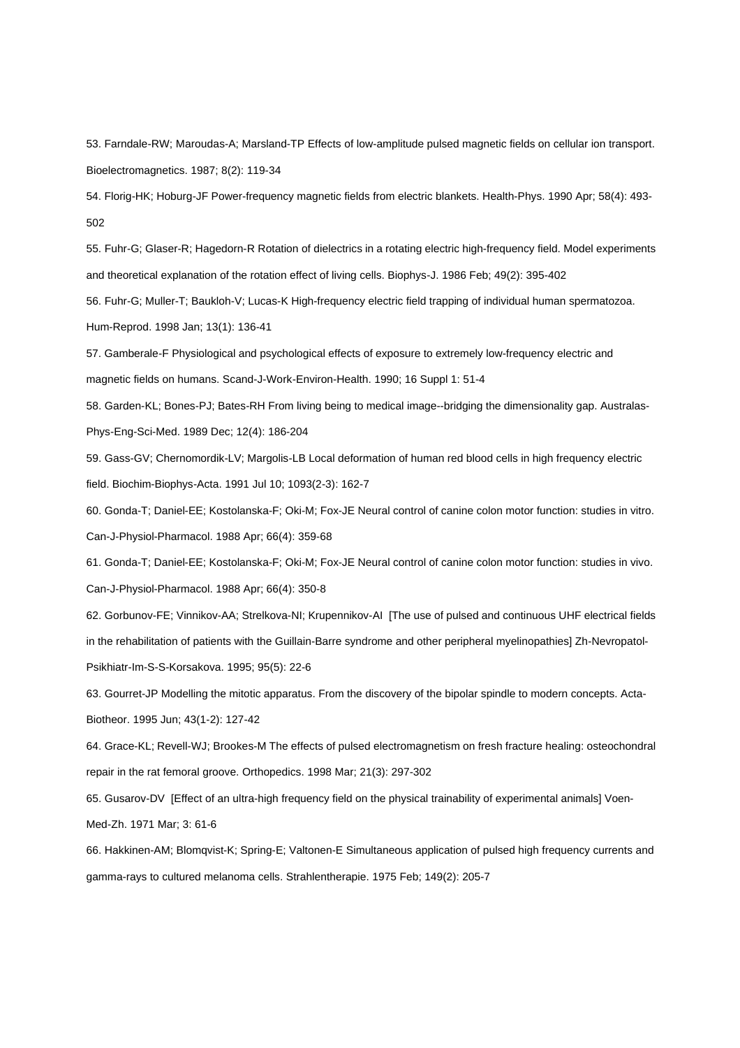53. Farndale-RW; Maroudas-A; Marsland-TP Effects of low-amplitude pulsed magnetic fields on cellular ion transport. Bioelectromagnetics. 1987; 8(2): 119-34

54. Florig-HK; Hoburg-JF Power-frequency magnetic fields from electric blankets. Health-Phys. 1990 Apr; 58(4): 493-502

55. Fuhr-G; Glaser-R; Hagedorn-R Rotation of dielectrics in a rotating electric high-frequency field. Model experiments and theoretical explanation of the rotation effect of living cells. Biophys-J. 1986 Feb; 49(2): 395-402

56. Fuhr-G; Muller-T; Baukloh-V; Lucas-K High-frequency electric field trapping of individual human spermatozoa. Hum-Reprod. 1998 Jan; 13(1): 136-41

57. Gamberale-F Physiological and psychological effects of exposure to extremely low-frequency electric and magnetic fields on humans. Scand-J-Work-Environ-Health. 1990; 16 Suppl 1: 51-4

58. Garden-KL; Bones-PJ; Bates-RH From living being to medical image--bridging the dimensionality gap. Australas-Phys-Eng-Sci-Med. 1989 Dec; 12(4): 186-204

59. Gass-GV; Chernomordik-LV; Margolis-LB Local deformation of human red blood cells in high frequency electric field. Biochim-Biophys-Acta. 1991 Jul 10; 1093(2-3): 162-7

60. Gonda-T; Daniel-EE; Kostolanska-F; Oki-M; Fox-JE Neural control of canine colon motor function: studies in vitro. Can-J-Physiol-Pharmacol. 1988 Apr; 66(4): 359-68

61. Gonda-T; Daniel-EE; Kostolanska-F; Oki-M; Fox-JE Neural control of canine colon motor function: studies in vivo. Can-J-Physiol-Pharmacol. 1988 Apr; 66(4): 350-8

62. Gorbunov-FE; Vinnikov-AA; Strelkova-NI; Krupennikov-AI [The use of pulsed and continuous UHF electrical fields in the rehabilitation of patients with the Guillain-Barre syndrome and other peripheral myelinopathies] Zh-Nevropatol-Psikhiatr-Im-S-S-Korsakova. 1995; 95(5): 22-6

63. Gourret-JP Modelling the mitotic apparatus. From the discovery of the bipolar spindle to modern concepts. Acta-Biotheor. 1995 Jun; 43(1-2): 127-42

64. Grace-KL; Revell-WJ; Brookes-M The effects of pulsed electromagnetism on fresh fracture healing: osteochondral repair in the rat femoral groove. Orthopedics. 1998 Mar; 21(3): 297-302

65. Gusarov-DV [Effect of an ultra-high frequency field on the physical trainability of experimental animals] Voen-Med-Zh. 1971 Mar; 3: 61-6

66. Hakkinen-AM; Blomqvist-K; Spring-E; Valtonen-E Simultaneous application of pulsed high frequency currents and gamma-rays to cultured melanoma cells. Strahlentherapie. 1975 Feb; 149(2): 205-7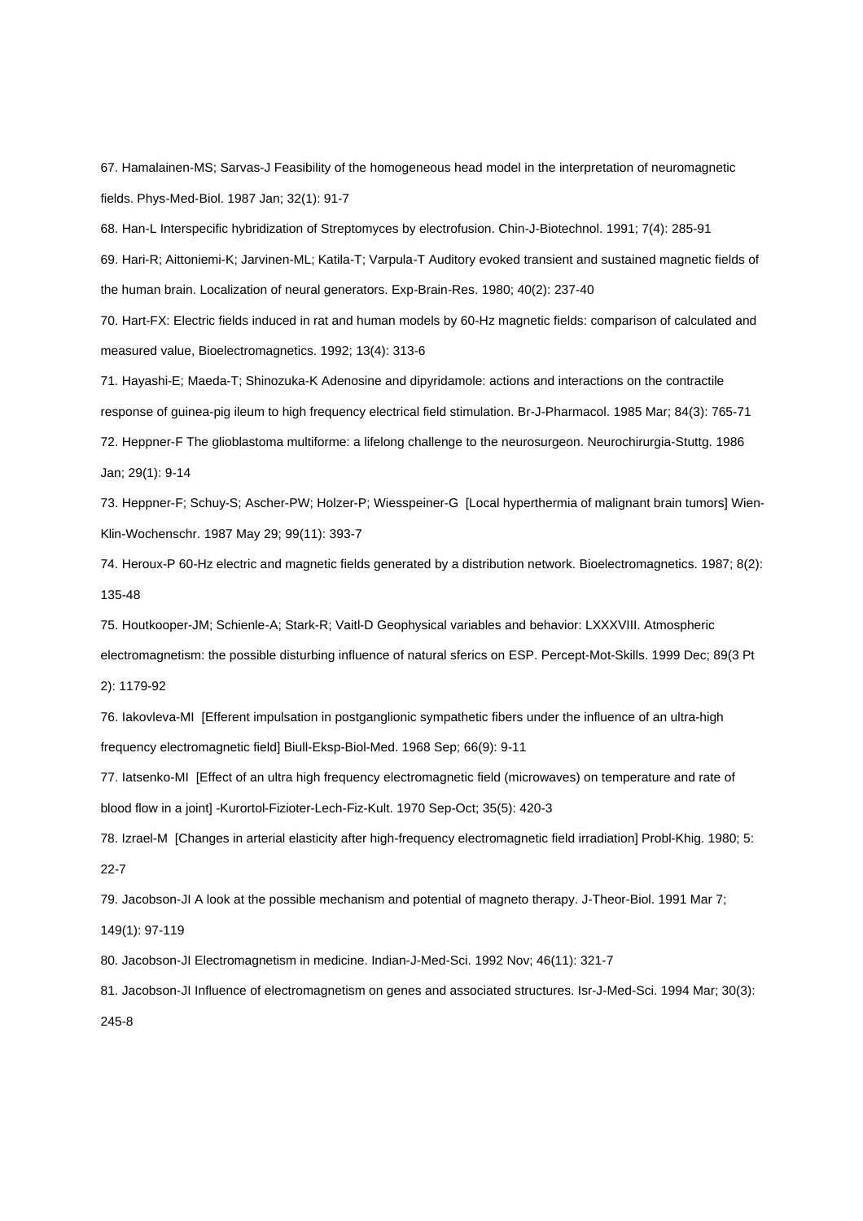67. Hamalainen-MS; Sarvas-J Feasibility of the homogeneous head model in the interpretation of neuromagnetic fields. Phys-Med-Biol. 1987 Jan; 32(1): 91-7

68. Han-L Interspecific hybridization of Streptomyces by electrofusion. Chin-J-Biotechnol. 1991; 7(4): 285-91

69. Hari-R; Aittoniemi-K; Jarvinen-ML; Katila-T; Varpula-T Auditory evoked transient and sustained magnetic fields of the human brain. Localization of neural generators. Exp-Brain-Res. 1980; 40(2): 237-40

70. Hart-FX: Electric fields induced in rat and human models by 60-Hz magnetic fields: comparison of calculated and measured value, Bioelectromagnetics. 1992; 13(4): 313-6

71. Hayashi-E; Maeda-T; Shinozuka-K Adenosine and dipyridamole: actions and interactions on the contractile response of guinea-pig ileum to high frequency electrical field stimulation. Br-J-Pharmacol. 1985 Mar; 84(3): 765-71

72. Heppner-F The glioblastoma multiforme: a lifelong challenge to the neurosurgeon. Neurochirurgia-Stuttg. 1986 Jan; 29(1): 9-14

73. Heppner-F; Schuy-S; Ascher-PW; Holzer-P; Wiesspeiner-G [Local hyperthermia of malignant brain tumors] Wien-Klin-Wochenschr. 1987 May 29; 99(11): 393-7

74. Heroux-P 60-Hz electric and magnetic fields generated by a distribution network. Bioelectromagnetics. 1987; 8(2): 135-48

75. Houtkooper-JM; Schienle-A; Stark-R; Vaitl-D Geophysical variables and behavior: LXXXVIII. Atmospheric electromagnetism: the possible disturbing influence of natural sferics on ESP. Percept-Mot-Skills. 1999 Dec; 89(3 Pt 2): 1179-92

76. Iakovleva-MI [Efferent impulsation in postganglionic sympathetic fibers under the influence of an ultra-high frequency electromagnetic field] Biull-Eksp-Biol-Med. 1968 Sep; 66(9): 9-11

77. Iatsenko-MI [Effect of an ultra high frequency electromagnetic field (microwaves) on temperature and rate of blood flow in a joint] -Kurortol-Fizioter-Lech-Fiz-Kult. 1970 Sep-Oct; 35(5): 420-3

78. Izrael-M [Changes in arterial elasticity after high-frequency electromagnetic field irradiation] Probl-Khig. 1980; 5: 22-7

79. Jacobson-JI A look at the possible mechanism and potential of magneto therapy. J-Theor-Biol. 1991 Mar 7; 149(1): 97-119

80. Jacobson-JI Electromagnetism in medicine. Indian-J-Med-Sci. 1992 Nov; 46(11): 321-7

81. Jacobson-JI Influence of electromagnetism on genes and associated structures. Isr-J-Med-Sci. 1994 Mar; 30(3): 245-8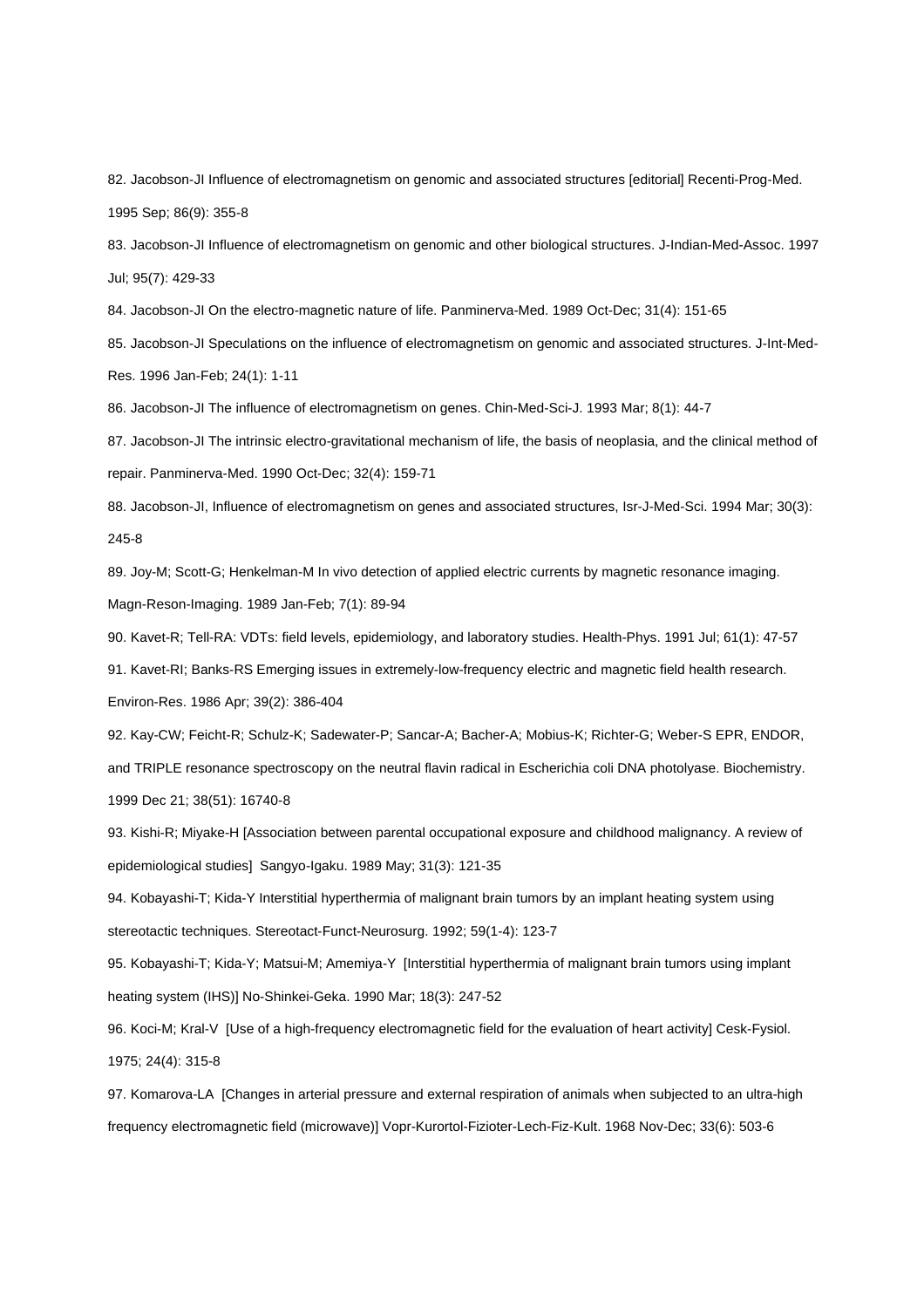82. Jacobson-JI Influence of electromagnetism on genomic and associated structures [editorial] Recenti-Prog-Med. 1995 Sep; 86(9): 355-8

83. Jacobson-JI Influence of electromagnetism on genomic and other biological structures. J-Indian-Med-Assoc. 1997 Jul; 95(7): 429-33

84. Jacobson-JI On the electro-magnetic nature of life. Panminerva-Med. 1989 Oct-Dec; 31(4): 151-65

85. Jacobson-JI Speculations on the influence of electromagnetism on genomic and associated structures. J-Int-Med-Res. 1996 Jan-Feb; 24(1): 1-11

86. Jacobson-JI The influence of electromagnetism on genes. Chin-Med-Sci-J. 1993 Mar; 8(1): 44-7

87. Jacobson-JI The intrinsic electro-gravitational mechanism of life, the basis of neoplasia, and the clinical method of repair. Panminerva-Med. 1990 Oct-Dec; 32(4): 159-71

88. Jacobson-JI, Influence of electromagnetism on genes and associated structures, Isr-J-Med-Sci. 1994 Mar; 30(3): 245-8

89. Joy-M; Scott-G; Henkelman-M In vivo detection of applied electric currents by magnetic resonance imaging. Magn-Reson-Imaging. 1989 Jan-Feb; 7(1): 89-94

90. Kavet-R; Tell-RA: VDTs: field levels, epidemiology, and laboratory studies. Health-Phys. 1991 Jul; 61(1): 47-57

91. Kavet-RI; Banks-RS Emerging issues in extremely-low-frequency electric and magnetic field health research. Environ-Res. 1986 Apr; 39(2): 386-404

92. Kay-CW; Feicht-R; Schulz-K; Sadewater-P; Sancar-A; Bacher-A; Mobius-K; Richter-G; Weber-S EPR, ENDOR, and TRIPLE resonance spectroscopy on the neutral flavin radical in Escherichia coli DNA photolyase. Biochemistry. 1999 Dec 21; 38(51): 16740-8

93. Kishi-R; Miyake-H [Association between parental occupational exposure and childhood malignancy. A review of epidemiological studies] Sangyo-Igaku. 1989 May; 31(3): 121-35

94. Kobayashi-T; Kida-Y Interstitial hyperthermia of malignant brain tumors by an implant heating system using stereotactic techniques. Stereotact-Funct-Neurosurg. 1992; 59(1-4): 123-7

95. Kobayashi-T; Kida-Y; Matsui-M; Amemiya-Y [Interstitial hyperthermia of malignant brain tumors using implant heating system (IHS)] No-Shinkei-Geka. 1990 Mar; 18(3): 247-52

96. Koci-M; Kral-V [Use of a high-frequency electromagnetic field for the evaluation of heart activity] Cesk-Fysiol. 1975; 24(4): 315-8

97. Komarova-LA [Changes in arterial pressure and external respiration of animals when subjected to an ultra-high frequency electromagnetic field (microwave)] Vopr-Kurortol-Fizioter-Lech-Fiz-Kult. 1968 Nov-Dec; 33(6): 503-6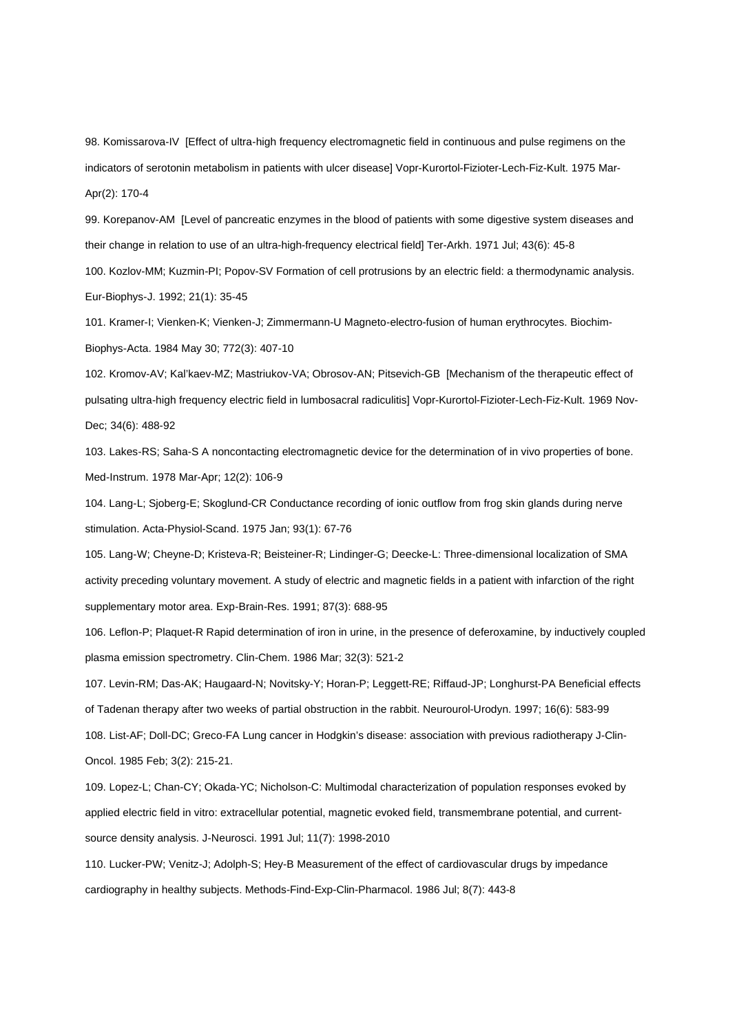98. Komissarova-IV [Effect of ultra-high frequency electromagnetic field in continuous and pulse regimens on the indicators of serotonin metabolism in patients with ulcer disease] Vopr-Kurortol-Fizioter-Lech-Fiz-Kult. 1975 Mar-Apr(2): 170-4

99. Korepanov-AM [Level of pancreatic enzymes in the blood of patients with some digestive system diseases and their change in relation to use of an ultra-high-frequency electrical field] Ter-Arkh. 1971 Jul; 43(6): 45-8

100. Kozlov-MM; Kuzmin-PI; Popov-SV Formation of cell protrusions by an electric field: a thermodynamic analysis. Eur-Biophys-J. 1992; 21(1): 35-45

101. Kramer-I; Vienken-K; Vienken-J; Zimmermann-U Magneto-electro-fusion of human erythrocytes. Biochim-Biophys-Acta. 1984 May 30; 772(3): 407-10

102. Kromov-AV; Kal'kaev-MZ; Mastriukov-VA; Obrosov-AN; Pitsevich-GB [Mechanism of the therapeutic effect of pulsating ultra-high frequency electric field in lumbosacral radiculitis] Vopr-Kurortol-Fizioter-Lech-Fiz-Kult. 1969 Nov-Dec; 34(6): 488-92

103. Lakes-RS; Saha-S A noncontacting electromagnetic device for the determination of in vivo properties of bone. Med-Instrum. 1978 Mar-Apr; 12(2): 106-9

104. Lang-L; Sjoberg-E; Skoglund-CR Conductance recording of ionic outflow from frog skin glands during nerve stimulation. Acta-Physiol-Scand. 1975 Jan; 93(1): 67-76

105. Lang-W; Cheyne-D; Kristeva-R; Beisteiner-R; Lindinger-G; Deecke-L: Three-dimensional localization of SMA activity preceding voluntary movement. A study of electric and magnetic fields in a patient with infarction of the right supplementary motor area. Exp-Brain-Res. 1991; 87(3): 688-95

106. Leflon-P; Plaquet-R Rapid determination of iron in urine, in the presence of deferoxamine, by inductively coupled plasma emission spectrometry. Clin-Chem. 1986 Mar; 32(3): 521-2

107. Levin-RM; Das-AK; Haugaard-N; Novitsky-Y; Horan-P; Leggett-RE; Riffaud-JP; Longhurst-PA Beneficial effects of Tadenan therapy after two weeks of partial obstruction in the rabbit. Neurourol-Urodyn. 1997; 16(6): 583-99

108. List-AF; Doll-DC; Greco-FA Lung cancer in Hodgkin's disease: association with previous radiotherapy J-Clin-Oncol. 1985 Feb; 3(2): 215-21.

109. Lopez-L; Chan-CY; Okada-YC; Nicholson-C: Multimodal characterization of population responses evoked by applied electric field in vitro: extracellular potential, magnetic evoked field, transmembrane potential, and current-source density analysis. J-Neurosci. 1991 Jul; 11(7): 1998-2010

110. Lucker-PW; Venitz-J; Adolph-S; Hey-B Measurement of the effect of cardiovascular drugs by impedance cardiography in healthy subjects. Methods-Find-Exp-Clin-Pharmacol. 1986 Jul; 8(7): 443-8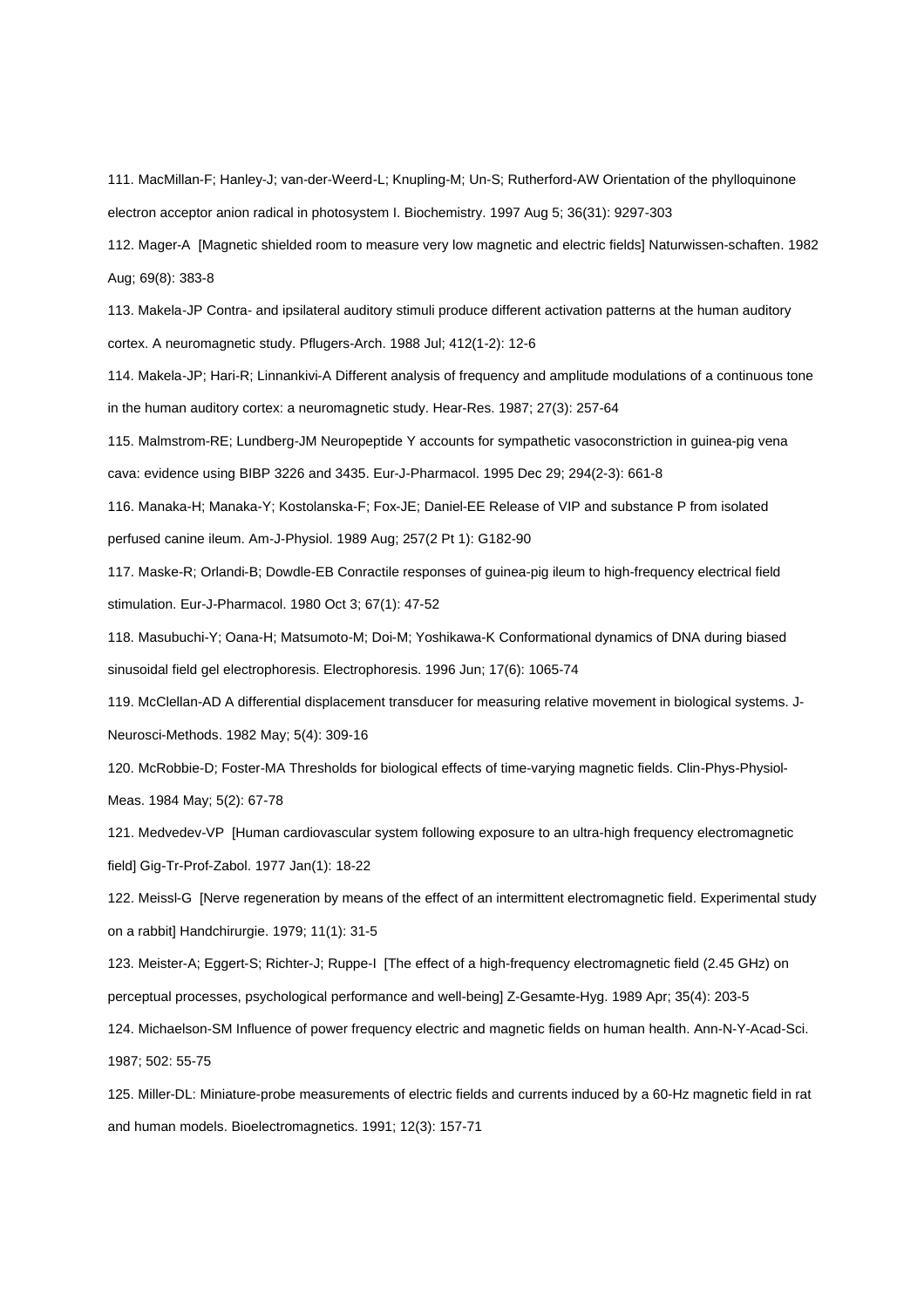111. MacMillan-F; Hanley-J; van-der-Weerd-L; Knupling-M; Un-S; Rutherford-AW Orientation of the phylloquinone electron acceptor anion radical in photosystem I. Biochemistry. 1997 Aug 5; 36(31): 9297-303

112. Mager-A [Magnetic shielded room to measure very low magnetic and electric fields] Naturwissen-schaften. 1982 Aug; 69(8): 383-8

113. Makela-JP Contra- and ipsilateral auditory stimuli produce different activation patterns at the human auditory cortex. A neuromagnetic study. Pflugers-Arch. 1988 Jul; 412(1-2): 12-6

114. Makela-JP; Hari-R; Linnankivi-A Different analysis of frequency and amplitude modulations of a continuous tone in the human auditory cortex: a neuromagnetic study. Hear-Res. 1987; 27(3): 257-64

115. Malmstrom-RE; Lundberg-JM Neuropeptide Y accounts for sympathetic vasoconstriction in guinea-pig vena cava: evidence using BIBP 3226 and 3435. Eur-J-Pharmacol. 1995 Dec 29; 294(2-3): 661-8

116. Manaka-H; Manaka-Y; Kostolanska-F; Fox-JE; Daniel-EE Release of VIP and substance P from isolated perfused canine ileum. Am-J-Physiol. 1989 Aug; 257(2 Pt 1): G182-90

117. Maske-R; Orlandi-B; Dowdle-EB Conractile responses of guinea-pig ileum to high-frequency electrical field stimulation. Eur-J-Pharmacol. 1980 Oct 3; 67(1): 47-52

118. Masubuchi-Y; Oana-H; Matsumoto-M; Doi-M; Yoshikawa-K Conformational dynamics of DNA during biased sinusoidal field gel electrophoresis. Electrophoresis. 1996 Jun; 17(6): 1065-74

119. McClellan-AD A differential displacement transducer for measuring relative movement in biological systems. J-Neurosci-Methods. 1982 May; 5(4): 309-16

120. McRobbie-D; Foster-MA Thresholds for biological effects of time-varying magnetic fields. Clin-Phys-Physiol-Meas. 1984 May; 5(2): 67-78

121. Medvedev-VP [Human cardiovascular system following exposure to an ultra-high frequency electromagnetic field] Gig-Tr-Prof-Zabol. 1977 Jan(1): 18-22

122. Meissl-G [Nerve regeneration by means of the effect of an intermittent electromagnetic field. Experimental study on a rabbit] Handchirurgie. 1979; 11(1): 31-5

123. Meister-A; Eggert-S; Richter-J; Ruppe-I [The effect of a high-frequency electromagnetic field (2.45 GHz) on perceptual processes, psychological performance and well-being] Z-Gesamte-Hyg. 1989 Apr; 35(4): 203-5

124. Michaelson-SM Influence of power frequency electric and magnetic fields on human health. Ann-N-Y-Acad-Sci. 1987; 502: 55-75

125. Miller-DL: Miniature-probe measurements of electric fields and currents induced by a 60-Hz magnetic field in rat and human models. Bioelectromagnetics. 1991; 12(3): 157-71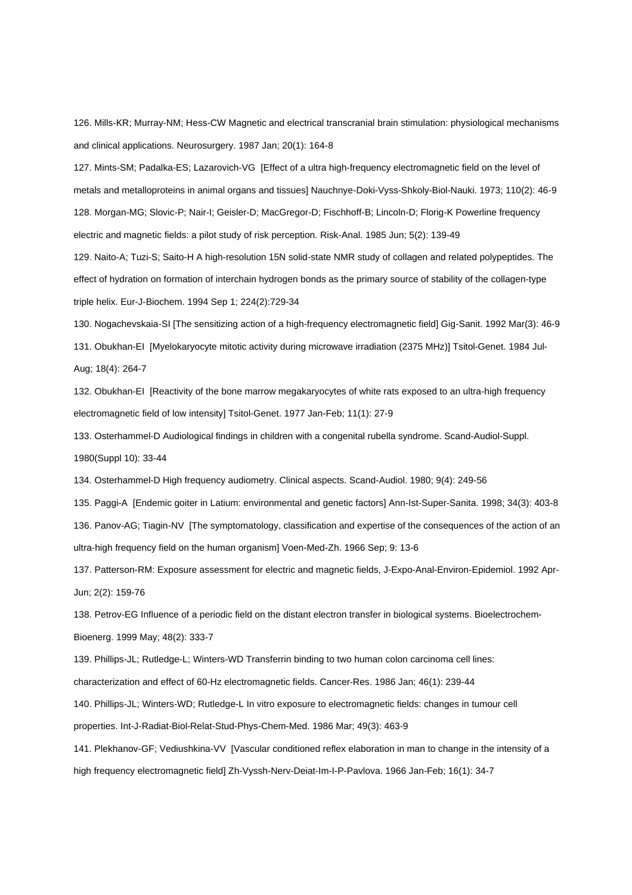126. Mills-KR; Murray-NM; Hess-CW Magnetic and electrical transcranial brain stimulation: physiological mechanisms and clinical applications. Neurosurgery. 1987 Jan; 20(1): 164-8

127. Mints-SM; Padalka-ES; Lazarovich-VG [Effect of a ultra high-frequency electromagnetic field on the level of metals and metalloproteins in animal organs and tissues] Nauchnye-Doki-Vyss-Shkoly-Biol-Nauki. 1973; 110(2): 46-9

128. Morgan-MG; Slovic-P; Nair-I; Geisler-D; MacGregor-D; Fischhoff-B; Lincoln-D; Florig-K Powerline frequency electric and magnetic fields: a pilot study of risk perception. Risk-Anal. 1985 Jun; 5(2): 139-49

129. Naito-A; Tuzi-S; Saito-H A high-resolution 15N solid-state NMR study of collagen and related polypeptides. The effect of hydration on formation of interchain hydrogen bonds as the primary source of stability of the collagen-type triple helix. Eur-J-Biochem. 1994 Sep 1; 224(2):729-34

130. Nogachevskaia-SI [The sensitizing action of a high-frequency electromagnetic field] Gig-Sanit. 1992 Mar(3): 46-9

131. Obukhan-EI [Myelokaryocyte mitotic activity during microwave irradiation (2375 MHz)] Tsitol-Genet. 1984 Jul-Aug; 18(4): 264-7

132. Obukhan-EI [Reactivity of the bone marrow megakaryocytes of white rats exposed to an ultra-high frequency electromagnetic field of low intensity] Tsitol-Genet. 1977 Jan-Feb; 11(1): 27-9

133. Osterhammel-D Audiological findings in children with a congenital rubella syndrome. Scand-Audiol-Suppl. 1980(Suppl 10): 33-44

134. Osterhammel-D High frequency audiometry. Clinical aspects. Scand-Audiol. 1980; 9(4): 249-56

135. Paggi-A [Endemic goiter in Latium: environmental and genetic factors] Ann-Ist-Super-Sanita. 1998; 34(3): 403-8

136. Panov-AG; Tiagin-NV [The symptomatology, classification and expertise of the consequences of the action of an ultra-high frequency field on the human organism] Voen-Med-Zh. 1966 Sep; 9: 13-6

137. Patterson-RM: Exposure assessment for electric and magnetic fields, J-Expo-Anal-Environ-Epidemiol. 1992 Apr-Jun; 2(2): 159-76

138. Petrov-EG Influence of a periodic field on the distant electron transfer in biological systems. Bioelectrochem-Bioenerg. 1999 May; 48(2): 333-7

139. Phillips-JL; Rutledge-L; Winters-WD Transferrin binding to two human colon carcinoma cell lines: characterization and effect of 60-Hz electromagnetic fields. Cancer-Res. 1986 Jan; 46(1): 239-44

140. Phillips-JL; Winters-WD; Rutledge-L In vitro exposure to electromagnetic fields: changes in tumour cell properties. Int-J-Radiat-Biol-Relat-Stud-Phys-Chem-Med. 1986 Mar; 49(3): 463-9

141. Plekhanov-GF; Vediushkina-VV [Vascular conditioned reflex elaboration in man to change in the intensity of a high frequency electromagnetic field] Zh-Vyssh-Nerv-Deiat-Im-I-P-Pavlova. 1966 Jan-Feb; 16(1): 34-7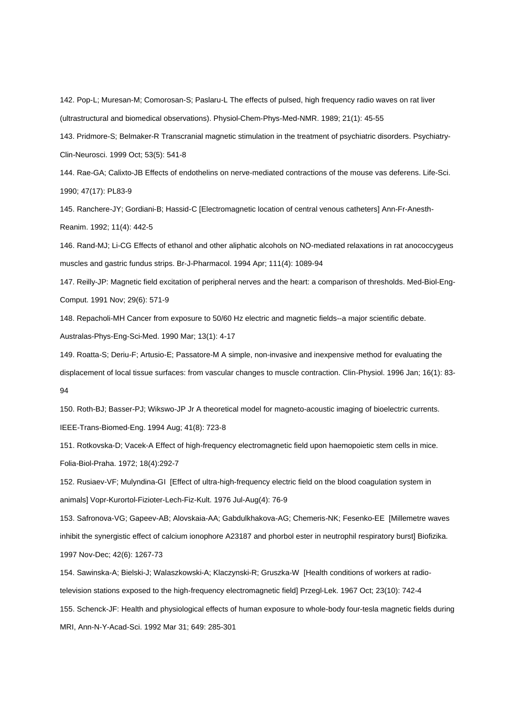142. Pop-L; Muresan-M; Comorosan-S; Paslaru-L The effects of pulsed, high frequency radio waves on rat liver (ultrastructural and biomedical observations). Physiol-Chem-Phys-Med-NMR. 1989; 21(1): 45-55

143. Pridmore-S; Belmaker-R Transcranial magnetic stimulation in the treatment of psychiatric disorders. Psychiatry-Clin-Neurosci. 1999 Oct; 53(5): 541-8

144. Rae-GA; Calixto-JB Effects of endothelins on nerve-mediated contractions of the mouse vas deferens. Life-Sci. 1990; 47(17): PL83-9

145. Ranchere-JY; Gordiani-B; Hassid-C [Electromagnetic location of central venous catheters] Ann-Fr-Anesth-Reanim. 1992; 11(4): 442-5

146. Rand-MJ; Li-CG Effects of ethanol and other aliphatic alcohols on NO-mediated relaxations in rat anococcygeus muscles and gastric fundus strips. Br-J-Pharmacol. 1994 Apr; 111(4): 1089-94

147. Reilly-JP: Magnetic field excitation of peripheral nerves and the heart: a comparison of thresholds. Med-Biol-Eng-Comput. 1991 Nov; 29(6): 571-9

148. Repacholi-MH Cancer from exposure to 50/60 Hz electric and magnetic fields--a major scientific debate. Australas-Phys-Eng-Sci-Med. 1990 Mar; 13(1): 4-17

149. Roatta-S; Deriu-F; Artusio-E; Passatore-M A simple, non-invasive and inexpensive method for evaluating the displacement of local tissue surfaces: from vascular changes to muscle contraction. Clin-Physiol. 1996 Jan; 16(1): 83-94

150. Roth-BJ; Basser-PJ; Wikswo-JP Jr A theoretical model for magneto-acoustic imaging of bioelectric currents. IEEE-Trans-Biomed-Eng. 1994 Aug; 41(8): 723-8

151. Rotkovska-D; Vacek-A Effect of high-frequency electromagnetic field upon haemopoietic stem cells in mice. Folia-Biol-Praha. 1972; 18(4):292-7

152. Rusiaev-VF; Mulyndina-GI [Effect of ultra-high-frequency electric field on the blood coagulation system in animals] Vopr-Kurortol-Fizioter-Lech-Fiz-Kult. 1976 Jul-Aug(4): 76-9

153. Safronova-VG; Gapeev-AB; Alovskaia-AA; Gabdulkhakova-AG; Chemeris-NK; Fesenko-EE [Millemetre waves inhibit the synergistic effect of calcium ionophore A23187 and phorbol ester in neutrophil respiratory burst] Biofizika. 1997 Nov-Dec; 42(6): 1267-73

154. Sawinska-A; Bielski-J; Walaszkowski-A; Klaczynski-R; Gruszka-W [Health conditions of workers at radio-television stations exposed to the high-frequency electromagnetic field] Przegl-Lek. 1967 Oct; 23(10): 742-4

155. Schenck-JF: Health and physiological effects of human exposure to whole-body four-tesla magnetic fields during MRI, Ann-N-Y-Acad-Sci. 1992 Mar 31; 649: 285-301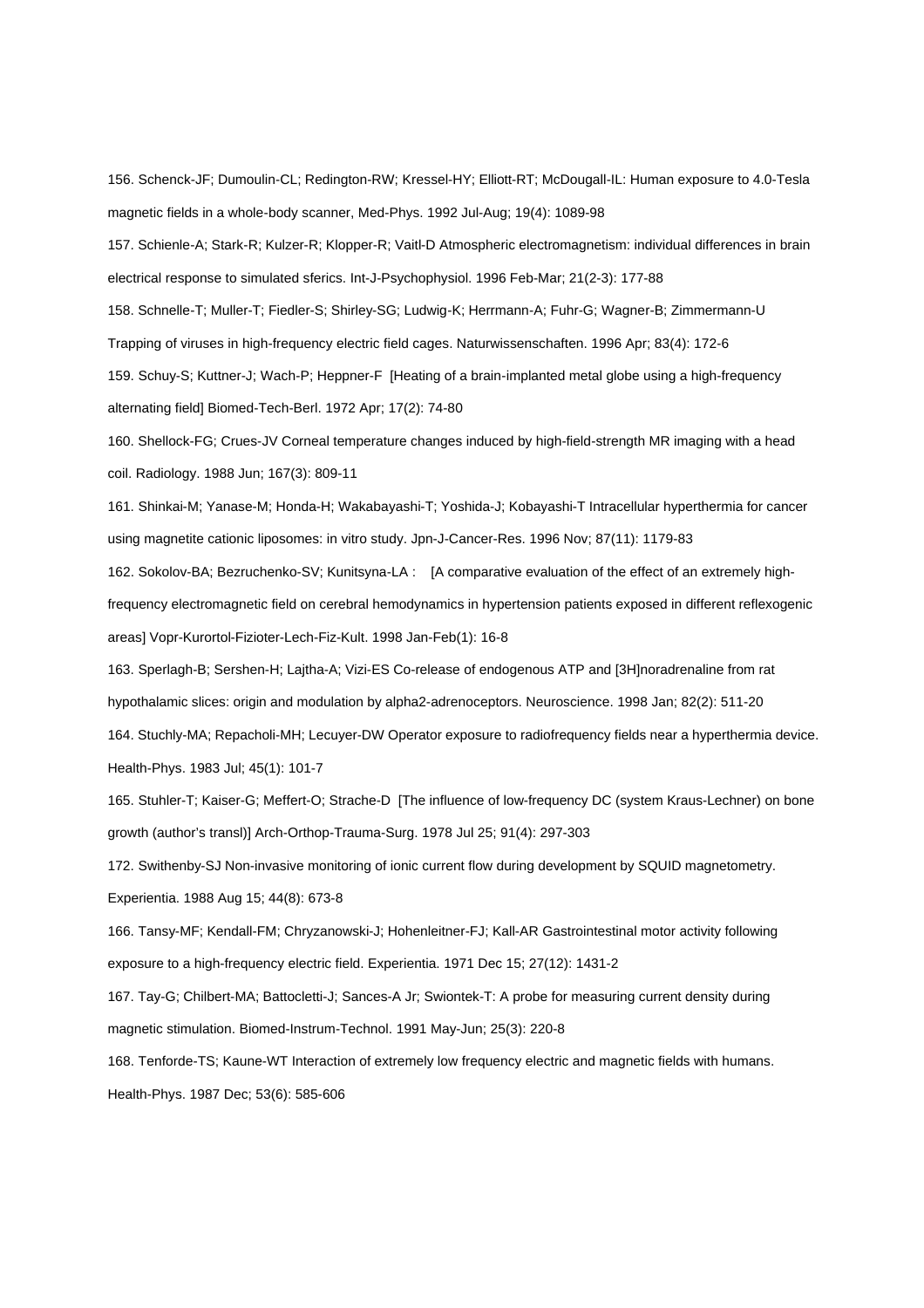156. Schenck-JF; Dumoulin-CL; Redington-RW; Kressel-HY; Elliott-RT; McDougall-IL: Human exposure to 4.0-Tesla magnetic fields in a whole-body scanner, Med-Phys. 1992 Jul-Aug; 19(4): 1089-98

157. Schienle-A; Stark-R; Kulzer-R; Klopper-R; Vaitl-D Atmospheric electromagnetism: individual differences in brain electrical response to simulated sferics. Int-J-Psychophysiol. 1996 Feb-Mar; 21(2-3): 177-88

158. Schnelle-T; Muller-T; Fiedler-S; Shirley-SG; Ludwig-K; Herrmann-A; Fuhr-G; Wagner-B; Zimmermann-U Trapping of viruses in high-frequency electric field cages. Naturwissenschaften. 1996 Apr; 83(4): 172-6

159. Schuy-S; Kuttner-J; Wach-P; Heppner-F [Heating of a brain-implanted metal globe using a high-frequency alternating field] Biomed-Tech-Berl. 1972 Apr; 17(2): 74-80

160. Shellock-FG; Crues-JV Corneal temperature changes induced by high-field-strength MR imaging with a head coil. Radiology. 1988 Jun; 167(3): 809-11

161. Shinkai-M; Yanase-M; Honda-H; Wakabayashi-T; Yoshida-J; Kobayashi-T Intracellular hyperthermia for cancer using magnetite cationic liposomes: in vitro study. Jpn-J-Cancer-Res. 1996 Nov; 87(11): 1179-83

162. Sokolov-BA; Bezruchenko-SV; Kunitsyna-LA : [A comparative evaluation of the effect of an extremely high-frequency electromagnetic field on cerebral hemodynamics in hypertension patients exposed in different reflexogenic areas] Vopr-Kurortol-Fizioter-Lech-Fiz-Kult. 1998 Jan-Feb(1): 16-8

163. Sperlagh-B; Sershen-H; Lajtha-A; Vizi-ES Co-release of endogenous ATP and [3H]noradrenaline from rat hypothalamic slices: origin and modulation by alpha2-adrenoceptors. Neuroscience. 1998 Jan; 82(2): 511-20

164. Stuchly-MA; Repacholi-MH; Lecuyer-DW Operator exposure to radiofrequency fields near a hyperthermia device. Health-Phys. 1983 Jul; 45(1): 101-7

165. Stuhler-T; Kaiser-G; Meffert-O; Strache-D [The influence of low-frequency DC (system Kraus-Lechner) on bone growth (author's transl)] Arch-Orthop-Trauma-Surg. 1978 Jul 25; 91(4): 297-303

172. Swithenby-SJ Non-invasive monitoring of ionic current flow during development by SQUID magnetometry. Experientia. 1988 Aug 15; 44(8): 673-8

166. Tansy-MF; Kendall-FM; Chryzanowski-J; Hohenleitner-FJ; Kall-AR Gastrointestinal motor activity following exposure to a high-frequency electric field. Experientia. 1971 Dec 15; 27(12): 1431-2

167. Tay-G; Chilbert-MA; Battocletti-J; Sances-A Jr; Swiontek-T: A probe for measuring current density during magnetic stimulation. Biomed-Instrum-Technol. 1991 May-Jun; 25(3): 220-8

168. Tenforde-TS; Kaune-WT Interaction of extremely low frequency electric and magnetic fields with humans. Health-Phys. 1987 Dec; 53(6): 585-606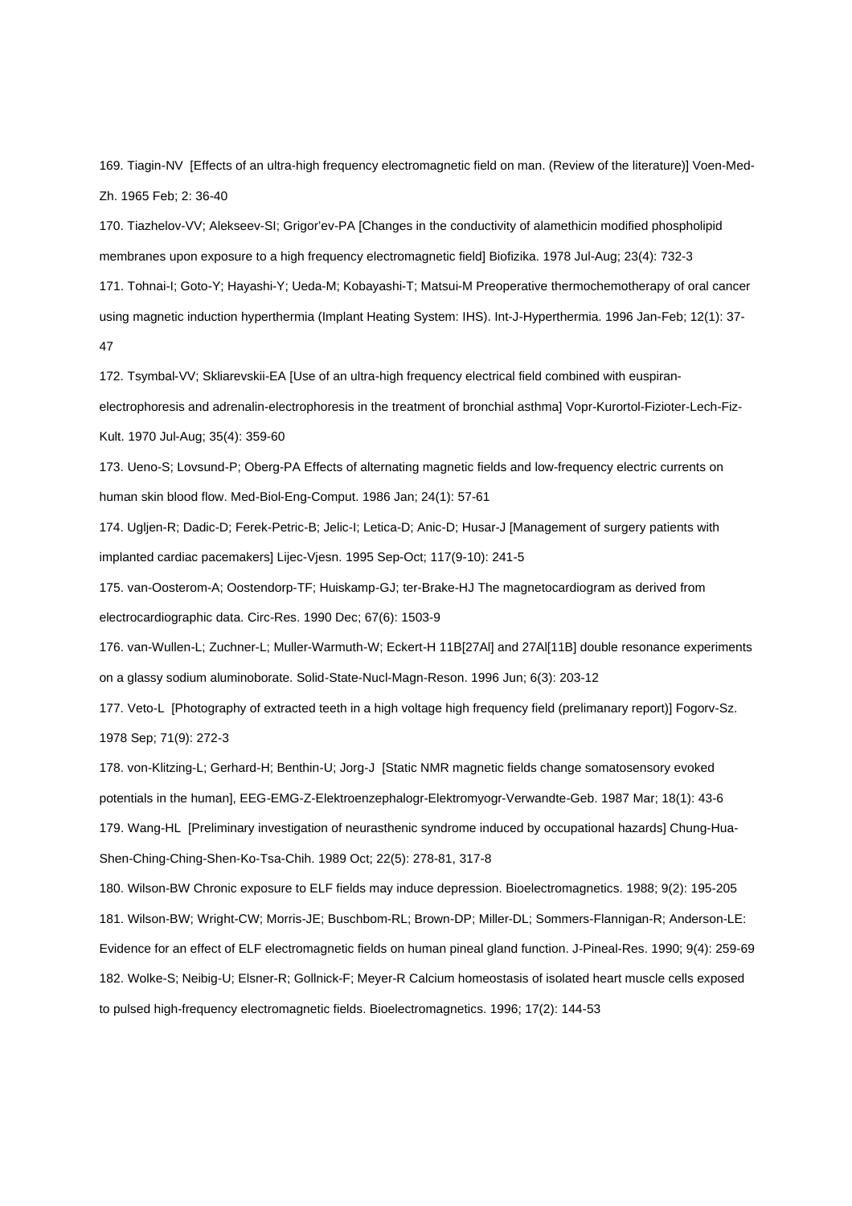169. Tiagin-NV [Effects of an ultra-high frequency electromagnetic field on man. (Review of the literature)] Voen-Med-Zh. 1965 Feb; 2: 36-40

170. Tiazhelov-VV; Alekseev-SI; Grigor'ev-PA [Changes in the conductivity of alamethicin modified phospholipid membranes upon exposure to a high frequency electromagnetic field] Biofizika. 1978 Jul-Aug; 23(4): 732-3

171. Tohnai-I; Goto-Y; Hayashi-Y; Ueda-M; Kobayashi-T; Matsui-M Preoperative thermochemotherapy of oral cancer using magnetic induction hyperthermia (Implant Heating System: IHS). Int-J-Hyperthermia. 1996 Jan-Feb; 12(1): 37-47

172. Tsymbal-VV; Skliarevskii-EA [Use of an ultra-high frequency electrical field combined with euspiran-electrophoresis and adrenalin-electrophoresis in the treatment of bronchial asthma] Vopr-Kurortol-Fizioter-Lech-Fiz-Kult. 1970 Jul-Aug; 35(4): 359-60

173. Ueno-S; Lovsund-P; Oberg-PA Effects of alternating magnetic fields and low-frequency electric currents on human skin blood flow. Med-Biol-Eng-Comput. 1986 Jan; 24(1): 57-61

174. Ugljen-R; Dadic-D; Ferek-Petric-B; Jelic-I; Letica-D; Anic-D; Husar-J [Management of surgery patients with implanted cardiac pacemakers] Lijec-Vjesn. 1995 Sep-Oct; 117(9-10): 241-5

175. van-Oosterom-A; Oostendorp-TF; Huiskamp-GJ; ter-Brake-HJ The magnetocardiogram as derived from electrocardiographic data. Circ-Res. 1990 Dec; 67(6): 1503-9

176. van-Wullen-L; Zuchner-L; Muller-Warmuth-W; Eckert-H 11B[27Al] and 27Al[11B] double resonance experiments on a glassy sodium aluminoborate. Solid-State-Nucl-Magn-Reson. 1996 Jun; 6(3): 203-12

177. Veto-L [Photography of extracted teeth in a high voltage high frequency field (prelimanary report)] Fogorv-Sz. 1978 Sep; 71(9): 272-3

178. von-Klitzing-L; Gerhard-H; Benthin-U; Jorg-J [Static NMR magnetic fields change somatosensory evoked potentials in the human], EEG-EMG-Z-Elektroenzephalogr-Elektromyogr-Verwandte-Geb. 1987 Mar; 18(1): 43-6

179. Wang-HL [Preliminary investigation of neurasthenic syndrome induced by occupational hazards] Chung-Hua-Shen-Ching-Ching-Shen-Ko-Tsa-Chih. 1989 Oct; 22(5): 278-81, 317-8

180. Wilson-BW Chronic exposure to ELF fields may induce depression. Bioelectromagnetics. 1988; 9(2): 195-205

181. Wilson-BW; Wright-CW; Morris-JE; Buschbom-RL; Brown-DP; Miller-DL; Sommers-Flannigan-R; Anderson-LE: Evidence for an effect of ELF electromagnetic fields on human pineal gland function. J-Pineal-Res. 1990; 9(4): 259-69

182. Wolke-S; Neibig-U; Elsner-R; Gollnick-F; Meyer-R Calcium homeostasis of isolated heart muscle cells exposed to pulsed high-frequency electromagnetic fields. Bioelectromagnetics. 1996; 17(2): 144-53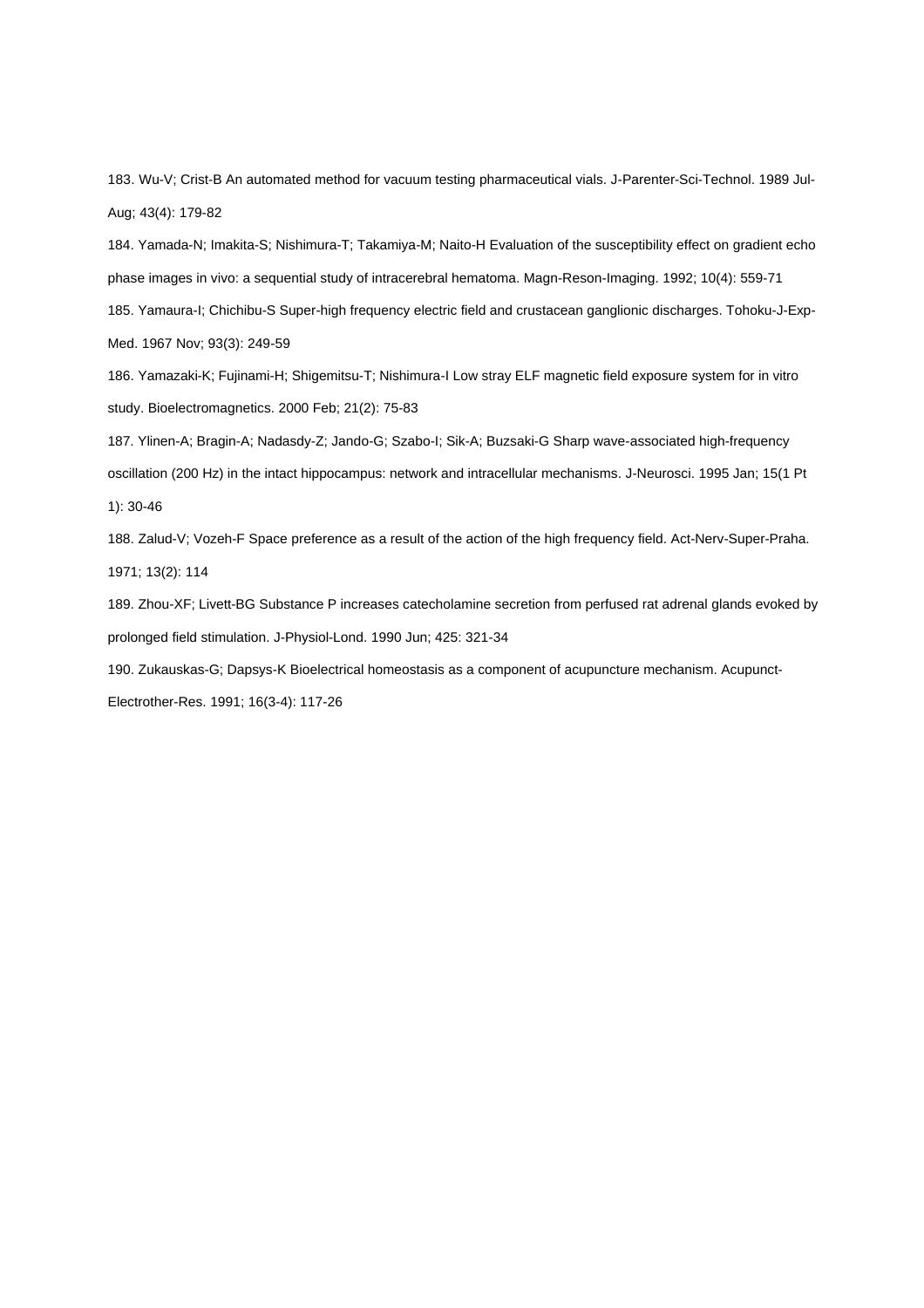183. Wu-V; Crist-B An automated method for vacuum testing pharmaceutical vials. J-Parenter-Sci-Technol. 1989 Jul-Aug; 43(4): 179-82

184. Yamada-N; Imakita-S; Nishimura-T; Takamiya-M; Naito-H Evaluation of the susceptibility effect on gradient echo phase images in vivo: a sequential study of intracerebral hematoma. Magn-Reson-Imaging. 1992; 10(4): 559-71

185. Yamaura-I; Chichibu-S Super-high frequency electric field and crustacean ganglionic discharges. Tohoku-J-Exp-Med. 1967 Nov; 93(3): 249-59

186. Yamazaki-K; Fujinami-H; Shigemitsu-T; Nishimura-I Low stray ELF magnetic field exposure system for in vitro study. Bioelectromagnetics. 2000 Feb; 21(2): 75-83

187. Ylinen-A; Bragin-A; Nadasdy-Z; Jando-G; Szabo-I; Sik-A; Buzsaki-G Sharp wave-associated high-frequency oscillation (200 Hz) in the intact hippocampus: network and intracellular mechanisms. J-Neurosci. 1995 Jan; 15(1 Pt 1): 30-46

188. Zalud-V; Vozeh-F Space preference as a result of the action of the high frequency field. Act-Nerv-Super-Praha. 1971; 13(2): 114

189. Zhou-XF; Livett-BG Substance P increases catecholamine secretion from perfused rat adrenal glands evoked by prolonged field stimulation. J-Physiol-Lond. 1990 Jun; 425: 321-34

190. Zukauskas-G; Dapsys-K Bioelectrical homeostasis as a component of acupuncture mechanism. Acupunct-Electrother-Res. 1991; 16(3-4): 117-26